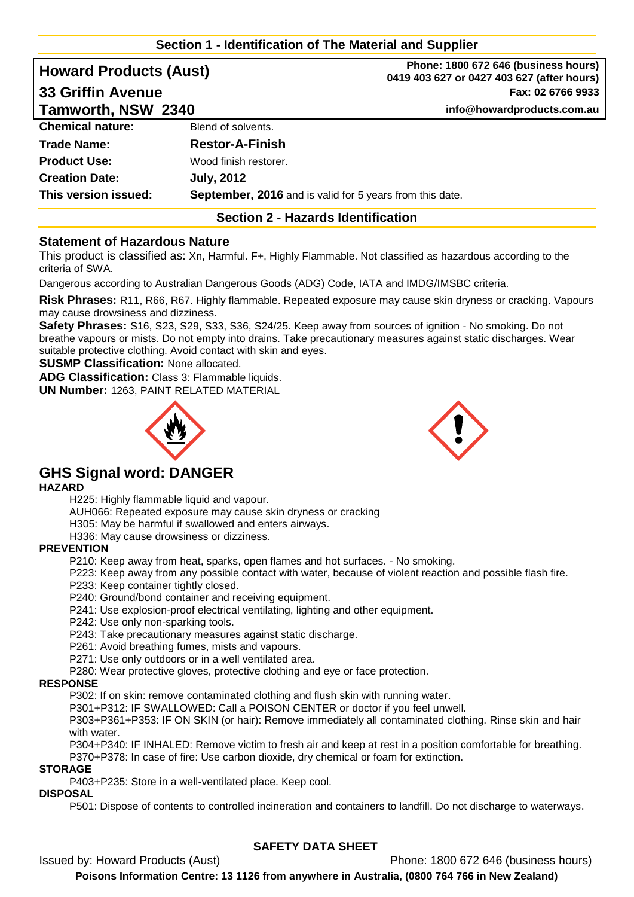## Section 1 - Identification of The Material and Supplier

**Howard Products (Aust)**
**33 Griffin Avenue**
**Tamworth, NSW 2340**

**Phone: 1800 672 646 (business hours)**
**0419 403 627 or 0427 403 627 (after hours)**
**Fax: 02 6766 9933**
**info@howardproducts.com.au**

| | |
|---|---|
| **Chemical nature:** | Blend of solvents. |
| **Trade Name:** | **Restor-A-Finish** |
| **Product Use:** | Wood finish restorer. |
| **Creation Date:** | **July, 2012** |
| **This version issued:** | **September, 2016** and is valid for 5 years from this date. |

## Section 2 - Hazards Identification

### Statement of Hazardous Nature

This product is classified as: Xn, Harmful. F+, Highly Flammable. Not classified as hazardous according to the criteria of SWA.

Dangerous according to Australian Dangerous Goods (ADG) Code, IATA and IMDG/IMSBC criteria.

**Risk Phrases:** R11, R66, R67. Highly flammable. Repeated exposure may cause skin dryness or cracking. Vapours may cause drowsiness and dizziness.

**Safety Phrases:** S16, S23, S29, S33, S36, S24/25. Keep away from sources of ignition - No smoking. Do not breathe vapours or mists. Do not empty into drains. Take precautionary measures against static discharges. Wear suitable protective clothing. Avoid contact with skin and eyes.

**SUSMP Classification:** None allocated.

**ADG Classification:** Class 3: Flammable liquids.

**UN Number:** 1263, PAINT RELATED MATERIAL

## GHS Signal word: DANGER

**HAZARD**

H225: Highly flammable liquid and vapour.
AUH066: Repeated exposure may cause skin dryness or cracking
H305: May be harmful if swallowed and enters airways.
H336: May cause drowsiness or dizziness.

**PREVENTION**

P210: Keep away from heat, sparks, open flames and hot surfaces. - No smoking.
P223: Keep away from any possible contact with water, because of violent reaction and possible flash fire.
P233: Keep container tightly closed.
P240: Ground/bond container and receiving equipment.
P241: Use explosion-proof electrical ventilating, lighting and other equipment.
P242: Use only non-sparking tools.
P243: Take precautionary measures against static discharge.
P261: Avoid breathing fumes, mists and vapours.
P271: Use only outdoors or in a well ventilated area.
P280: Wear protective gloves, protective clothing and eye or face protection.

**RESPONSE**

P302: If on skin: remove contaminated clothing and flush skin with running water.
P301+P312: IF SWALLOWED: Call a POISON CENTER or doctor if you feel unwell.
P303+P361+P353: IF ON SKIN (or hair): Remove immediately all contaminated clothing. Rinse skin and hair with water.
P304+P340: IF INHALED: Remove victim to fresh air and keep at rest in a position comfortable for breathing.
P370+P378: In case of fire: Use carbon dioxide, dry chemical or foam for extinction.

**STORAGE**

P403+P235: Store in a well-ventilated place. Keep cool.

**DISPOSAL**

P501: Dispose of contents to controlled incineration and containers to landfill. Do not discharge to waterways.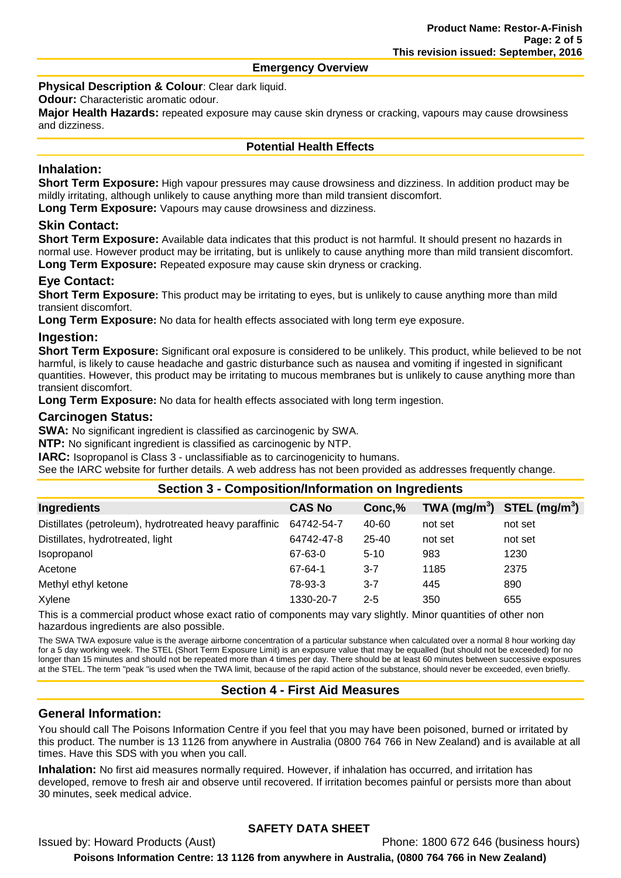## Emergency Overview

**Physical Description & Colour**: Clear dark liquid.

**Odour:** Characteristic aromatic odour.

**Major Health Hazards:** repeated exposure may cause skin dryness or cracking, vapours may cause drowsiness and dizziness.

## Potential Health Effects

### Inhalation:

**Short Term Exposure:** High vapour pressures may cause drowsiness and dizziness. In addition product may be mildly irritating, although unlikely to cause anything more than mild transient discomfort.

**Long Term Exposure:** Vapours may cause drowsiness and dizziness.

### Skin Contact:

**Short Term Exposure:** Available data indicates that this product is not harmful. It should present no hazards in normal use. However product may be irritating, but is unlikely to cause anything more than mild transient discomfort.

**Long Term Exposure:** Repeated exposure may cause skin dryness or cracking.

### Eye Contact:

**Short Term Exposure:** This product may be irritating to eyes, but is unlikely to cause anything more than mild transient discomfort.

**Long Term Exposure:** No data for health effects associated with long term eye exposure.

### Ingestion:

**Short Term Exposure:** Significant oral exposure is considered to be unlikely. This product, while believed to be not harmful, is likely to cause headache and gastric disturbance such as nausea and vomiting if ingested in significant quantities. However, this product may be irritating to mucous membranes but is unlikely to cause anything more than transient discomfort.

**Long Term Exposure:** No data for health effects associated with long term ingestion.

### Carcinogen Status:

**SWA:** No significant ingredient is classified as carcinogenic by SWA.

**NTP:** No significant ingredient is classified as carcinogenic by NTP.

**IARC:** Isopropanol is Class 3 - unclassifiable as to carcinogenicity to humans.

See the IARC website for further details. A web address has not been provided as addresses frequently change.

## Section 3 - Composition/Information on Ingredients

| Ingredients | CAS No | Conc,% | TWA ($mg/m^3$) | STEL ($mg/m^3$) |
|---|---|---|---|---|
| Distillates (petroleum), hydrotreated heavy paraffinic | 64742-54-7 | 40-60 | not set | not set |
| Distillates, hydrotreated, light | 64742-47-8 | 25-40 | not set | not set |
| Isopropanol | 67-63-0 | 5-10 | 983 | 1230 |
| Acetone | 67-64-1 | 3-7 | 1185 | 2375 |
| Methyl ethyl ketone | 78-93-3 | 3-7 | 445 | 890 |
| Xylene | 1330-20-7 | 2-5 | 350 | 655 |

This is a commercial product whose exact ratio of components may vary slightly. Minor quantities of other non hazardous ingredients are also possible.

The SWA TWA exposure value is the average airborne concentration of a particular substance when calculated over a normal 8 hour working day for a 5 day working week. The STEL (Short Term Exposure Limit) is an exposure value that may be equalled (but should not be exceeded) for no longer than 15 minutes and should not be repeated more than 4 times per day. There should be at least 60 minutes between successive exposures at the STEL. The term "peak "is used when the TWA limit, because of the rapid action of the substance, should never be exceeded, even briefly.

## Section 4 - First Aid Measures

### General Information:

You should call The Poisons Information Centre if you feel that you may have been poisoned, burned or irritated by this product. The number is 13 1126 from anywhere in Australia (0800 764 766 in New Zealand) and is available at all times. Have this SDS with you when you call.

**Inhalation:** No first aid measures normally required. However, if inhalation has occurred, and irritation has developed, remove to fresh air and observe until recovered. If irritation becomes painful or persists more than about 30 minutes, seek medical advice.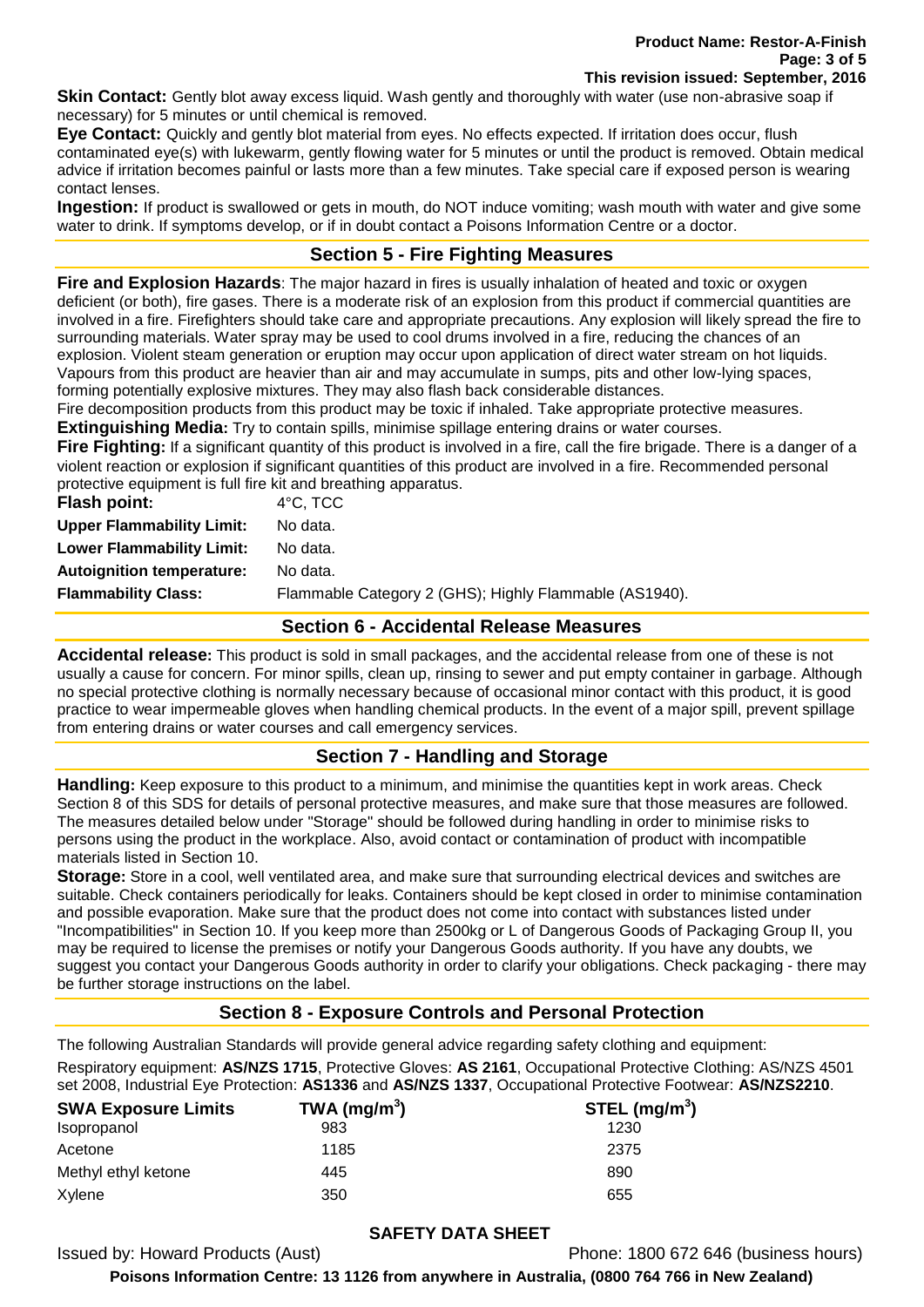**Skin Contact:** Gently blot away excess liquid. Wash gently and thoroughly with water (use non-abrasive soap if necessary) for 5 minutes or until chemical is removed.

**Eye Contact:** Quickly and gently blot material from eyes. No effects expected. If irritation does occur, flush contaminated eye(s) with lukewarm, gently flowing water for 5 minutes or until the product is removed. Obtain medical advice if irritation becomes painful or lasts more than a few minutes. Take special care if exposed person is wearing contact lenses.

**Ingestion:** If product is swallowed or gets in mouth, do NOT induce vomiting; wash mouth with water and give some water to drink. If symptoms develop, or if in doubt contact a Poisons Information Centre or a doctor.

## Section 5 - Fire Fighting Measures

**Fire and Explosion Hazards**: The major hazard in fires is usually inhalation of heated and toxic or oxygen deficient (or both), fire gases. There is a moderate risk of an explosion from this product if commercial quantities are involved in a fire. Firefighters should take care and appropriate precautions. Any explosion will likely spread the fire to surrounding materials. Water spray may be used to cool drums involved in a fire, reducing the chances of an explosion. Violent steam generation or eruption may occur upon application of direct water stream on hot liquids. Vapours from this product are heavier than air and may accumulate in sumps, pits and other low-lying spaces, forming potentially explosive mixtures. They may also flash back considerable distances.

Fire decomposition products from this product may be toxic if inhaled. Take appropriate protective measures.

**Extinguishing Media:** Try to contain spills, minimise spillage entering drains or water courses.

**Fire Fighting:** If a significant quantity of this product is involved in a fire, call the fire brigade. There is a danger of a violent reaction or explosion if significant quantities of this product are involved in a fire. Recommended personal protective equipment is full fire kit and breathing apparatus.

| | |
|---|---|
| **Flash point:** | 4°C, TCC |
| **Upper Flammability Limit:** | No data. |
| **Lower Flammability Limit:** | No data. |
| **Autoignition temperature:** | No data. |
| **Flammability Class:** | Flammable Category 2 (GHS); Highly Flammable (AS1940). |

## Section 6 - Accidental Release Measures

**Accidental release:** This product is sold in small packages, and the accidental release from one of these is not usually a cause for concern. For minor spills, clean up, rinsing to sewer and put empty container in garbage. Although no special protective clothing is normally necessary because of occasional minor contact with this product, it is good practice to wear impermeable gloves when handling chemical products. In the event of a major spill, prevent spillage from entering drains or water courses and call emergency services.

## Section 7 - Handling and Storage

**Handling:** Keep exposure to this product to a minimum, and minimise the quantities kept in work areas. Check Section 8 of this SDS for details of personal protective measures, and make sure that those measures are followed. The measures detailed below under "Storage" should be followed during handling in order to minimise risks to persons using the product in the workplace. Also, avoid contact or contamination of product with incompatible materials listed in Section 10.

**Storage:** Store in a cool, well ventilated area, and make sure that surrounding electrical devices and switches are suitable. Check containers periodically for leaks. Containers should be kept closed in order to minimise contamination and possible evaporation. Make sure that the product does not come into contact with substances listed under "Incompatibilities" in Section 10. If you keep more than 2500kg or L of Dangerous Goods of Packaging Group II, you may be required to license the premises or notify your Dangerous Goods authority. If you have any doubts, we suggest you contact your Dangerous Goods authority in order to clarify your obligations. Check packaging - there may be further storage instructions on the label.

## Section 8 - Exposure Controls and Personal Protection

The following Australian Standards will provide general advice regarding safety clothing and equipment:

Respiratory equipment: **AS/NZS 1715**, Protective Gloves: **AS 2161**, Occupational Protective Clothing: AS/NZS 4501 set 2008, Industrial Eye Protection: **AS1336** and **AS/NZS 1337**, Occupational Protective Footwear: **AS/NZS2210**.

| SWA Exposure Limits | TWA ($mg/m^3$) | STEL ($mg/m^3$) |
|---|---|---|
| Isopropanol | 983 | 1230 |
| Acetone | 1185 | 2375 |
| Methyl ethyl ketone | 445 | 890 |
| Xylene | 350 | 655 |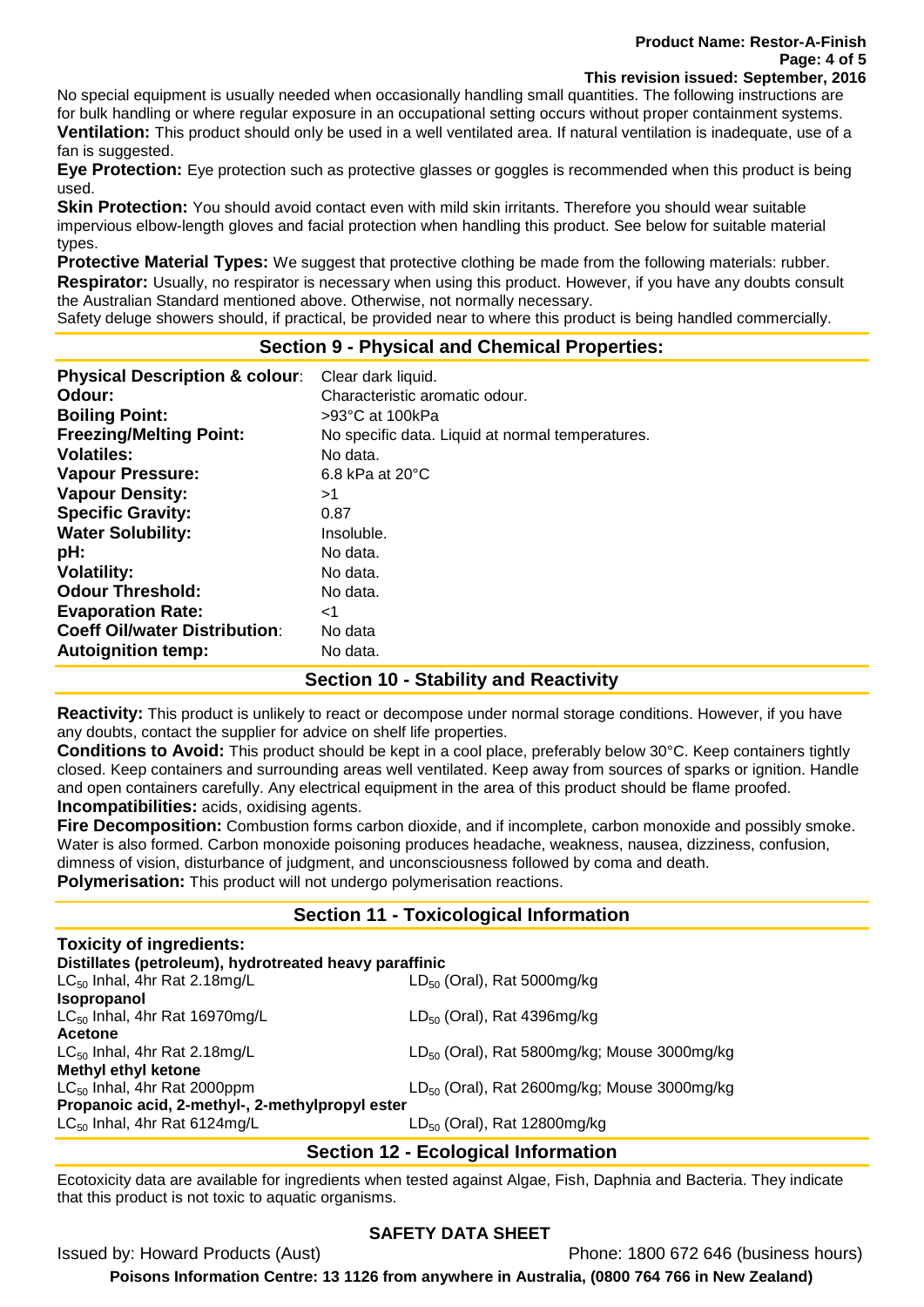No special equipment is usually needed when occasionally handling small quantities. The following instructions are for bulk handling or where regular exposure in an occupational setting occurs without proper containment systems.

**Ventilation:** This product should only be used in a well ventilated area. If natural ventilation is inadequate, use of a fan is suggested.

**Eye Protection:** Eye protection such as protective glasses or goggles is recommended when this product is being used.

**Skin Protection:** You should avoid contact even with mild skin irritants. Therefore you should wear suitable impervious elbow-length gloves and facial protection when handling this product. See below for suitable material types.

**Protective Material Types:** We suggest that protective clothing be made from the following materials: rubber.

**Respirator:** Usually, no respirator is necessary when using this product. However, if you have any doubts consult the Australian Standard mentioned above. Otherwise, not normally necessary.

Safety deluge showers should, if practical, be provided near to where this product is being handled commercially.

## Section 9 - Physical and Chemical Properties:

| | |
|---|---|
| **Physical Description & colour**: | Clear dark liquid. |
| **Odour:** | Characteristic aromatic odour. |
| **Boiling Point:** | >93°C at 100kPa |
| **Freezing/Melting Point:** | No specific data. Liquid at normal temperatures. |
| **Volatiles:** | No data. |
| **Vapour Pressure:** | 6.8 kPa at 20°C |
| **Vapour Density:** | >1 |
| **Specific Gravity:** | 0.87 |
| **Water Solubility:** | Insoluble. |
| **pH:** | No data. |
| **Volatility:** | No data. |
| **Odour Threshold:** | No data. |
| **Evaporation Rate:** | <1 |
| **Coeff Oil/water Distribution**: | No data |
| **Autoignition temp:** | No data. |

## Section 10 - Stability and Reactivity

**Reactivity:** This product is unlikely to react or decompose under normal storage conditions. However, if you have any doubts, contact the supplier for advice on shelf life properties.

**Conditions to Avoid:** This product should be kept in a cool place, preferably below 30°C. Keep containers tightly closed. Keep containers and surrounding areas well ventilated. Keep away from sources of sparks or ignition. Handle and open containers carefully. Any electrical equipment in the area of this product should be flame proofed.

**Incompatibilities:** acids, oxidising agents.

**Fire Decomposition:** Combustion forms carbon dioxide, and if incomplete, carbon monoxide and possibly smoke. Water is also formed. Carbon monoxide poisoning produces headache, weakness, nausea, dizziness, confusion, dimness of vision, disturbance of judgment, and unconsciousness followed by coma and death.

**Polymerisation:** This product will not undergo polymerisation reactions.

## Section 11 - Toxicological Information

**Toxicity of ingredients:**

**Distillates (petroleum), hydrotreated heavy paraffinic**
$LC_{50}$ Inhal, 4hr Rat 2.18mg/L — $LD_{50}$ (Oral), Rat 5000mg/kg

**Isopropanol**
$LC_{50}$ Inhal, 4hr Rat 16970mg/L — $LD_{50}$ (Oral), Rat 4396mg/kg

**Acetone**
$LC_{50}$ Inhal, 4hr Rat 2.18mg/L — $LD_{50}$ (Oral), Rat 5800mg/kg; Mouse 3000mg/kg

**Methyl ethyl ketone**
$LC_{50}$ Inhal, 4hr Rat 2000ppm — $LD_{50}$ (Oral), Rat 2600mg/kg; Mouse 3000mg/kg

**Propanoic acid, 2-methyl-, 2-methylpropyl ester**
$LC_{50}$ Inhal, 4hr Rat 6124mg/L — $LD_{50}$ (Oral), Rat 12800mg/kg

## Section 12 - Ecological Information

Ecotoxicity data are available for ingredients when tested against Algae, Fish, Daphnia and Bacteria. They indicate that this product is not toxic to aquatic organisms.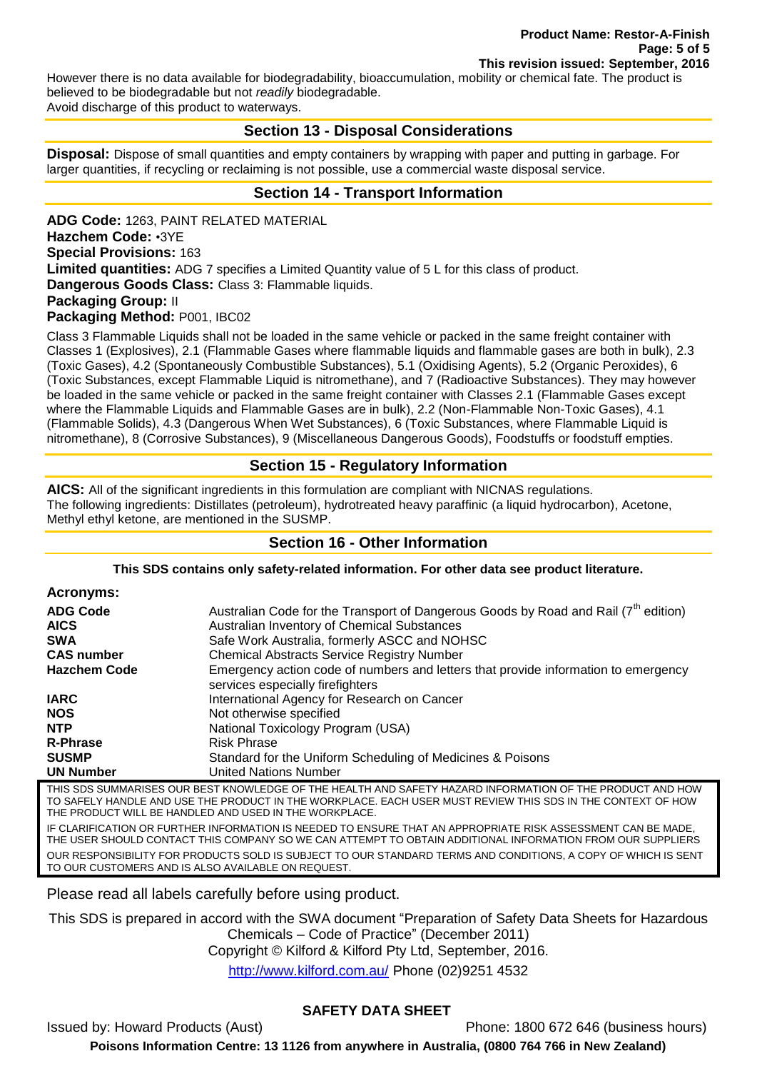However there is no data available for biodegradability, bioaccumulation, mobility or chemical fate. The product is believed to be biodegradable but not *readily* biodegradable.
Avoid discharge of this product to waterways.

## Section 13 - Disposal Considerations

**Disposal:** Dispose of small quantities and empty containers by wrapping with paper and putting in garbage. For larger quantities, if recycling or reclaiming is not possible, use a commercial waste disposal service.

## Section 14 - Transport Information

**ADG Code:** 1263, PAINT RELATED MATERIAL
**Hazchem Code:** •3YE
**Special Provisions:** 163
**Limited quantities:** ADG 7 specifies a Limited Quantity value of 5 L for this class of product.
**Dangerous Goods Class:** Class 3: Flammable liquids.
**Packaging Group:** II
**Packaging Method:** P001, IBC02

Class 3 Flammable Liquids shall not be loaded in the same vehicle or packed in the same freight container with Classes 1 (Explosives), 2.1 (Flammable Gases where flammable liquids and flammable gases are both in bulk), 2.3 (Toxic Gases), 4.2 (Spontaneously Combustible Substances), 5.1 (Oxidising Agents), 5.2 (Organic Peroxides), 6 (Toxic Substances, except Flammable Liquid is nitromethane), and 7 (Radioactive Substances). They may however be loaded in the same vehicle or packed in the same freight container with Classes 2.1 (Flammable Gases except where the Flammable Liquids and Flammable Gases are in bulk), 2.2 (Non-Flammable Non-Toxic Gases), 4.1 (Flammable Solids), 4.3 (Dangerous When Wet Substances), 6 (Toxic Substances, where Flammable Liquid is nitromethane), 8 (Corrosive Substances), 9 (Miscellaneous Dangerous Goods), Foodstuffs or foodstuff empties.

## Section 15 - Regulatory Information

**AICS:** All of the significant ingredients in this formulation are compliant with NICNAS regulations.
The following ingredients: Distillates (petroleum), hydrotreated heavy paraffinic (a liquid hydrocarbon), Acetone, Methyl ethyl ketone, are mentioned in the SUSMP.

## Section 16 - Other Information

**This SDS contains only safety-related information. For other data see product literature.**

**Acronyms:**

| | |
|---|---|
| **ADG Code** | Australian Code for the Transport of Dangerous Goods by Road and Rail (7th edition) |
| **AICS** | Australian Inventory of Chemical Substances |
| **SWA** | Safe Work Australia, formerly ASCC and NOHSC |
| **CAS number** | Chemical Abstracts Service Registry Number |
| **Hazchem Code** | Emergency action code of numbers and letters that provide information to emergency services especially firefighters |
| **IARC** | International Agency for Research on Cancer |
| **NOS** | Not otherwise specified |
| **NTP** | National Toxicology Program (USA) |
| **R-Phrase** | Risk Phrase |
| **SUSMP** | Standard for the Uniform Scheduling of Medicines & Poisons |
| **UN Number** | United Nations Number |

THIS SDS SUMMARISES OUR BEST KNOWLEDGE OF THE HEALTH AND SAFETY HAZARD INFORMATION OF THE PRODUCT AND HOW TO SAFELY HANDLE AND USE THE PRODUCT IN THE WORKPLACE. EACH USER MUST REVIEW THIS SDS IN THE CONTEXT OF HOW THE PRODUCT WILL BE HANDLED AND USED IN THE WORKPLACE.

IF CLARIFICATION OR FURTHER INFORMATION IS NEEDED TO ENSURE THAT AN APPROPRIATE RISK ASSESSMENT CAN BE MADE, THE USER SHOULD CONTACT THIS COMPANY SO WE CAN ATTEMPT TO OBTAIN ADDITIONAL INFORMATION FROM OUR SUPPLIERS

OUR RESPONSIBILITY FOR PRODUCTS SOLD IS SUBJECT TO OUR STANDARD TERMS AND CONDITIONS, A COPY OF WHICH IS SENT TO OUR CUSTOMERS AND IS ALSO AVAILABLE ON REQUEST.

Please read all labels carefully before using product.

This SDS is prepared in accord with the SWA document "Preparation of Safety Data Sheets for Hazardous Chemicals – Code of Practice" (December 2011)
Copyright © Kilford & Kilford Pty Ltd, September, 2016.
http://www.kilford.com.au/ Phone (02)9251 4532